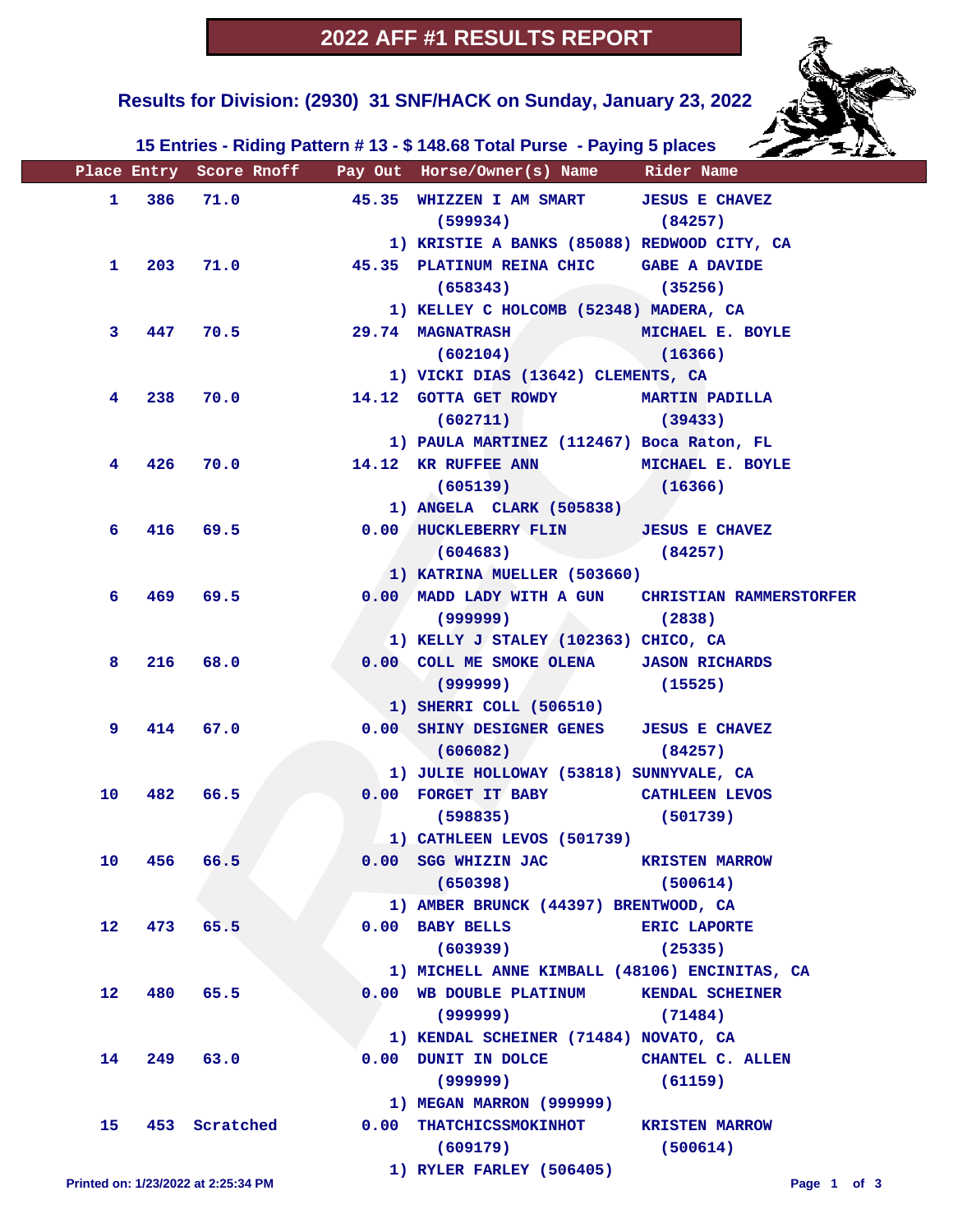# 2022 AFF #1 RESULTS REPORT

## Results for Division: (2930) 31 SNF/HACK on Sunday, January 23, 2022

### 15 Entries - Riding Pattern # 13 - $ 148.68 Total Purse - Paying 5 places

| Place | Entry | Score | Rnoff | Pay Out | Horse/Owner(s) Name | Rider Name |
|---|---|---|---|---|---|---|
| 1 | 386 | 71.0 | | 45.35 | WHIZZEN I AM SMART (599934)<br>1) KRISTIE A BANKS (85088) REDWOOD CITY, CA | JESUS E CHAVEZ (84257) |
| 1 | 203 | 71.0 | | 45.35 | PLATINUM REINA CHIC (658343)<br>1) KELLEY C HOLCOMB (52348) MADERA, CA | GABE A DAVIDE (35256) |
| 3 | 447 | 70.5 | | 29.74 | MAGNATRASH (602104)<br>1) VICKI DIAS (13642) CLEMENTS, CA | MICHAEL E. BOYLE (16366) |
| 4 | 238 | 70.0 | | 14.12 | GOTTA GET ROWDY (602711)<br>1) PAULA MARTINEZ (112467) Boca Raton, FL | MARTIN PADILLA (39433) |
| 4 | 426 | 70.0 | | 14.12 | KR RUFFEE ANN (605139)<br>1) ANGELA CLARK (505838) | MICHAEL E. BOYLE (16366) |
| 6 | 416 | 69.5 | | 0.00 | HUCKLEBERRY FLIN (604683)<br>1) KATRINA MUELLER (503660) | JESUS E CHAVEZ (84257) |
| 6 | 469 | 69.5 | | 0.00 | MADD LADY WITH A GUN (999999)<br>1) KELLY J STALEY (102363) CHICO, CA | CHRISTIAN RAMMERSTORFER (2838) |
| 8 | 216 | 68.0 | | 0.00 | COLL ME SMOKE OLENA (999999)<br>1) SHERRI COLL (506510) | JASON RICHARDS (15525) |
| 9 | 414 | 67.0 | | 0.00 | SHINY DESIGNER GENES (606082)<br>1) JULIE HOLLOWAY (53818) SUNNYVALE, CA | JESUS E CHAVEZ (84257) |
| 10 | 482 | 66.5 | | 0.00 | FORGET IT BABY (598835)<br>1) CATHLEEN LEVOS (501739) | CATHLEEN LEVOS (501739) |
| 10 | 456 | 66.5 | | 0.00 | SGG WHIZIN JAC (650398)<br>1) AMBER BRUNCK (44397) BRENTWOOD, CA | KRISTEN MARROW (500614) |
| 12 | 473 | 65.5 | | 0.00 | BABY BELLS (603939)<br>1) MICHELL ANNE KIMBALL (48106) ENCINITAS, CA | ERIC LAPORTE (25335) |
| 12 | 480 | 65.5 | | 0.00 | WB DOUBLE PLATINUM (999999)<br>1) KENDAL SCHEINER (71484) NOVATO, CA | KENDAL SCHEINER (71484) |
| 14 | 249 | 63.0 | | 0.00 | DUNIT IN DOLCE (999999)<br>1) MEGAN MARRON (999999) | CHANTEL C. ALLEN (61159) |
| 15 | 453 | Scratched | | 0.00 | THATCHICSSMOKINHOT (609179)<br>1) RYLER FARLEY (506405) | KRISTEN MARROW (500614) |

Printed on: 1/23/2022 at 2:25:34 PM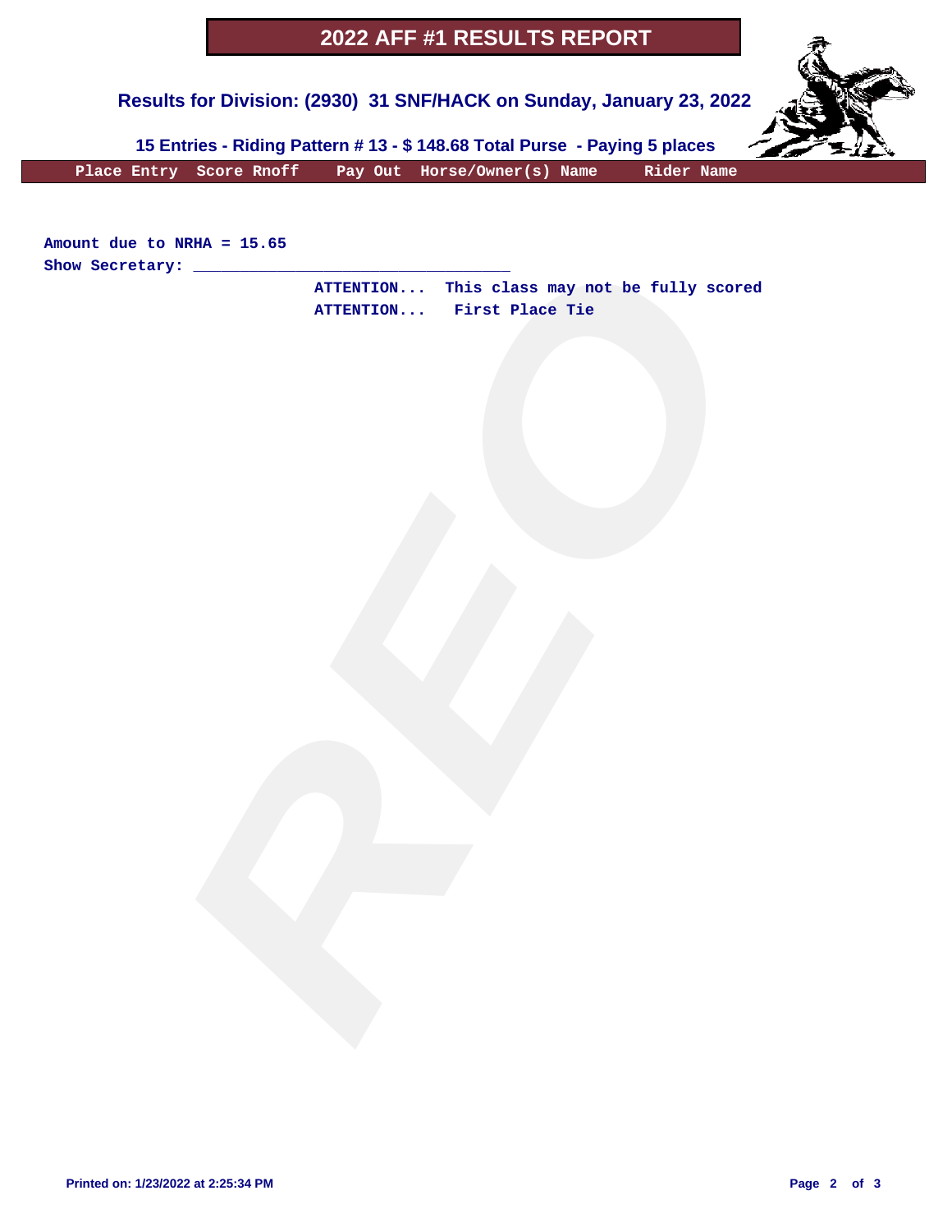# 2022 AFF #1 RESULTS REPORT

## Results for Division: (2930) 31 SNF/HACK on Sunday, January 23, 2022

**15 Entries - Riding Pattern # 13 - $ 148.68 Total Purse - Paying 5 places**

| Place | Entry | Score | Rnoff | Pay Out | Horse/Owner(s) Name | Rider Name |
|---|---|---|---|---|---|---|

Amount due to NRHA = 15.65

Show Secretary: ___________________________________

ATTENTION... This class may not be fully scored

ATTENTION... First Place Tie

Printed on: 1/23/2022 at 2:25:34 PM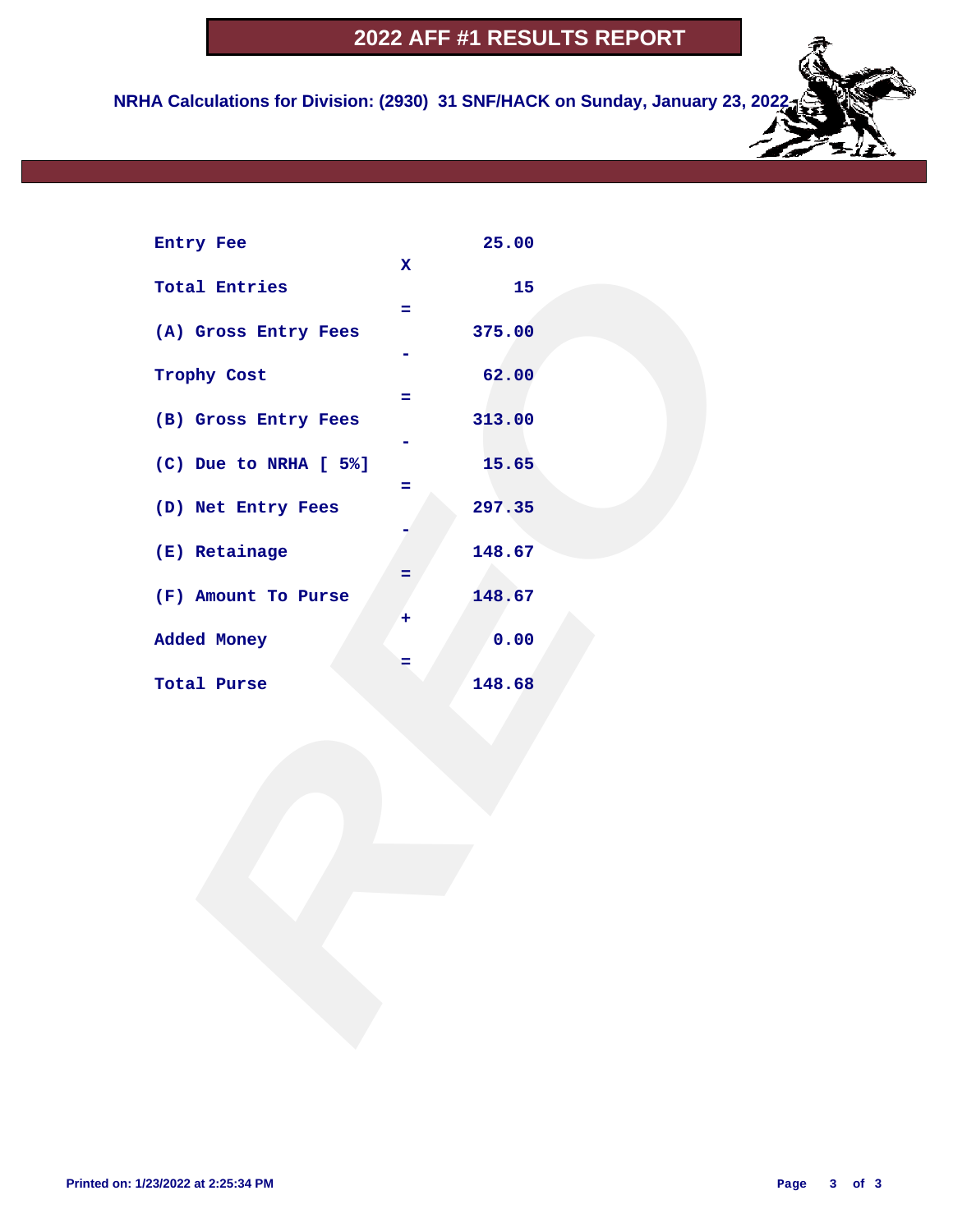# 2022 AFF #1 RESULTS REPORT

**NRHA Calculations for Division: (2930) 31 SNF/HACK on Sunday, January 23, 2022**

| | | |
|---|---|---|
| Entry Fee | | 25.00 |
| | X | |
| Total Entries | | 15 |
| | = | |
| (A) Gross Entry Fees | | 375.00 |
| | - | |
| Trophy Cost | | 62.00 |
| | = | |
| (B) Gross Entry Fees | | 313.00 |
| | - | |
| (C) Due to NRHA [ 5%] | | 15.65 |
| | = | |
| (D) Net Entry Fees | | 297.35 |
| | - | |
| (E) Retainage | | 148.67 |
| | = | |
| (F) Amount To Purse | | 148.67 |
| | + | |
| Added Money | | 0.00 |
| | = | |
| Total Purse | | 148.68 |

Printed on: 1/23/2022 at 2:25:34 PM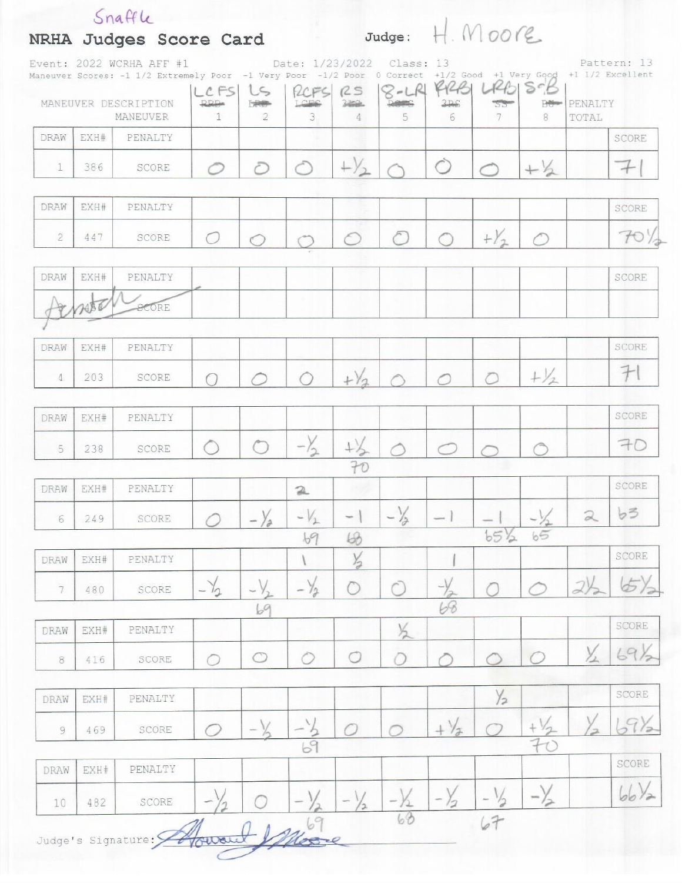Snaffle

## NRHA Judges Score Card

Judge: H. Moore

Event: 2022 WCRHA AFF #1 | Date: 1/23/2022 | Class: 13 | Pattern: 13

Maneuver Scores: -1 1/2 Extremely Poor -1 Very Poor -1/2 Poor 0 Correct +1/2 Good +1 Very Good +1 1/2 Excellent

| DRAW | EXH# | | LCFS ~~RRB~~ 1 | LS ~~LRB~~ 2 | RCFS ~~LCFS~~ 3 | RS ~~3RS~~ 4 | 8-LR ~~RCFS~~ 5 | RRB ~~3RS~~ 6 | LRB ~~SS~~ 7 | S-B ~~BU~~ 8 | PENALTY TOTAL | SCORE |
|---|---|---|---|---|---|---|---|---|---|---|---|---|
| 1 | 386 | PENALTY | | | | | | | | | | |
| | | SCORE | 0 | 0 | 0 | +1/2 | 0 | 0 | 0 | +1/2 | | 71 |
| 2 | 447 | PENALTY | | | | | | | | | | |
| | | SCORE | 0 | 0 | 0 | 0 | 0 | 0 | +1/2 | 0 | | 70 1/2 |
| ~~3~~ | ~~438~~ Scratch | PENALTY | | | | | | | | | | |
| | | SCORE | | | | | | | | | | |
| 4 | 203 | PENALTY | | | | | | | | | | |
| | | SCORE | 0 | 0 | 0 | +1/2 | 0 | 0 | 0 | +1/2 | | 71 |
| 5 | 238 | PENALTY | | | | | | | | | | |
| | | SCORE | 0 | 0 | -1/2 | +1/2 (70) | 0 | 0 | 0 | 0 | | 70 |
| 6 | 249 | PENALTY | | | 2 | | | | | | | |
| | | SCORE | 0 | -1/2 | -1/2 (69) | -1 (68) | -1/2 | -1 | -1 (65 1/2) | -1/2 (65) | 2 | 63 |
| 7 | 480 | PENALTY | | | 1 | 1/2 | | 1 | | | | |
| | | SCORE | -1/2 | -1/2 (69) | -1/2 | 0 | 0 | -1/2 (68) | 0 | 0 | 2 1/2 | 65 1/2 |
| 8 | 416 | PENALTY | | | | | 1/2 | | | | | |
| | | SCORE | 0 | 0 | 0 | 0 | 0 | 0 | 0 | 0 | 1/2 | 69 1/2 |
| 9 | 469 | PENALTY | | | | | | | 1/2 | | | |
| | | SCORE | 0 | -1/2 | -1/2 (69) | 0 | 0 | +1/2 | 0 | +1/2 (70) | 1/2 | 69 1/2 |
| 10 | 482 | PENALTY | | | | | | | | | | |
| | | SCORE | -1/2 | 0 | -1/2 (69) | -1/2 | -1/2 (68) | -1/2 | -1/2 (67) | -1/2 | | 66 1/2 |

Judge's Signature: Howard Moore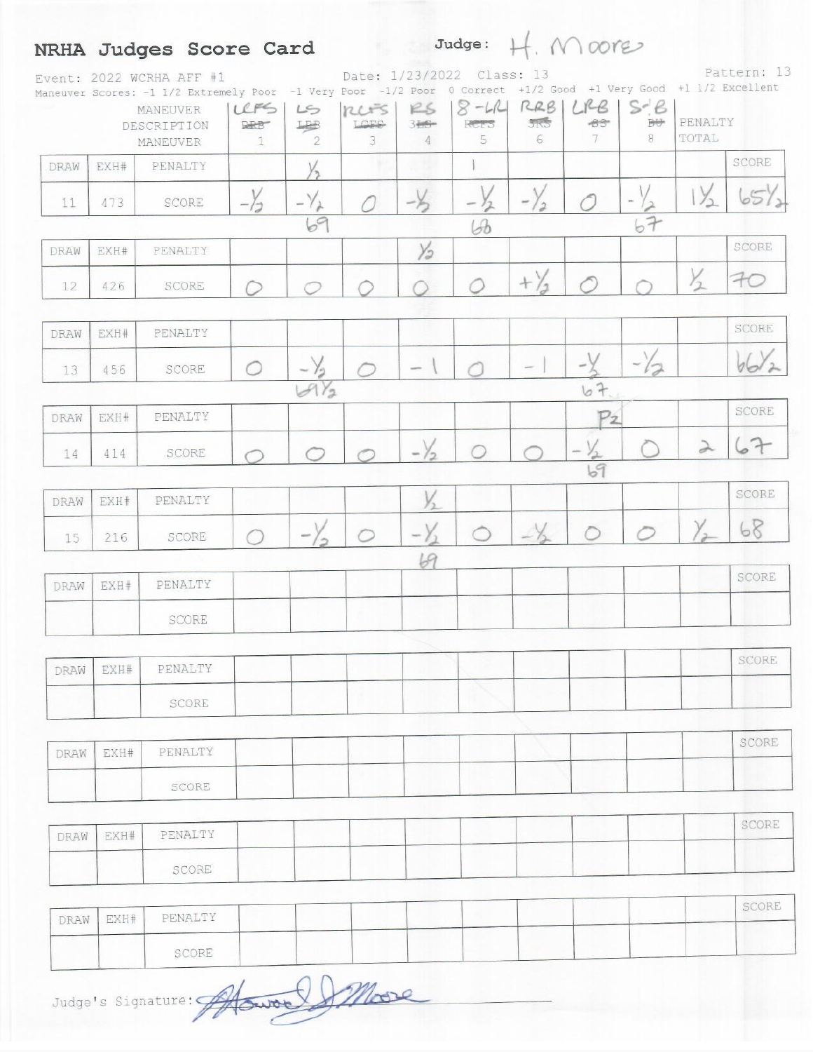# NRHA Judges Score Card

**Judge:** H. Moore

Event: 2022 WCRHA AFF #1 Date: 1/23/2022 Class: 13 Pattern: 13

Maneuver Scores: -1 1/2 Extremely Poor -1 Very Poor -1/2 Poor 0 Correct +1/2 Good +1 Very Good +1 1/2 Excellent

| DRAW | EXH# | MANEUVER DESCRIPTION | 1 LCFS (~~RRB~~) | 2 LS (~~LRB~~) | 3 RCFS (~~LCFS~~) | 4 RS (~~3LS~~) | 5 8-LR (~~RCFS~~) | 6 RRB (~~3RS~~) | 7 LRB (~~SS~~) | 8 S-B (~~BU~~) | PENALTY TOTAL | SCORE |
|---|---|---|---|---|---|---|---|---|---|---|---|---|
| | | PENALTY | | 1/2 | | | 1 | | | | | |
| 11 | 473 | SCORE | -1/2 | -1/2 | 0 | -1/2 | -1/2 | -1/2 | 0 | -1/2 | 1 1/2 | 65 1/2 |
| | | | | 69 | | | 68 | | | 67 | | |
| | | PENALTY | | | | 1/2 | | | | | | |
| 12 | 426 | SCORE | 0 | 0 | 0 | 0 | 0 | +1/2 | 0 | 0 | 1/2 | 70 |
| | | PENALTY | | | | | | | | | | |
| 13 | 456 | SCORE | 0 | -1/2 | 0 | -1 | 0 | -1 | -1/2 | -1/2 | | 66 1/2 |
| | | | | 69 1/2 | | | | | 67 | | | |
| | | PENALTY | | | | | | | P2 | | | |
| 14 | 414 | SCORE | 0 | 0 | 0 | -1/2 | 0 | 0 | -1/2 | 0 | 2 | 67 |
| | | | | | | | | | 69 | | | |
| | | PENALTY | | | | 1/2 | | | | | | |
| 15 | 216 | SCORE | 0 | -1/2 | 0 | -1/2 | 0 | -1/2 | 0 | 0 | 1/2 | 68 |
| | | | | | | 69 | | | | | | |
| | | PENALTY | | | | | | | | | | |
| | | SCORE | | | | | | | | | | |
| | | PENALTY | | | | | | | | | | |
| | | SCORE | | | | | | | | | | |
| | | PENALTY | | | | | | | | | | |
| | | SCORE | | | | | | | | | | |
| | | PENALTY | | | | | | | | | | |
| | | SCORE | | | | | | | | | | |
| | | PENALTY | | | | | | | | | | |
| | | SCORE | | | | | | | | | | |

Judge's Signature: Howard J. Moore